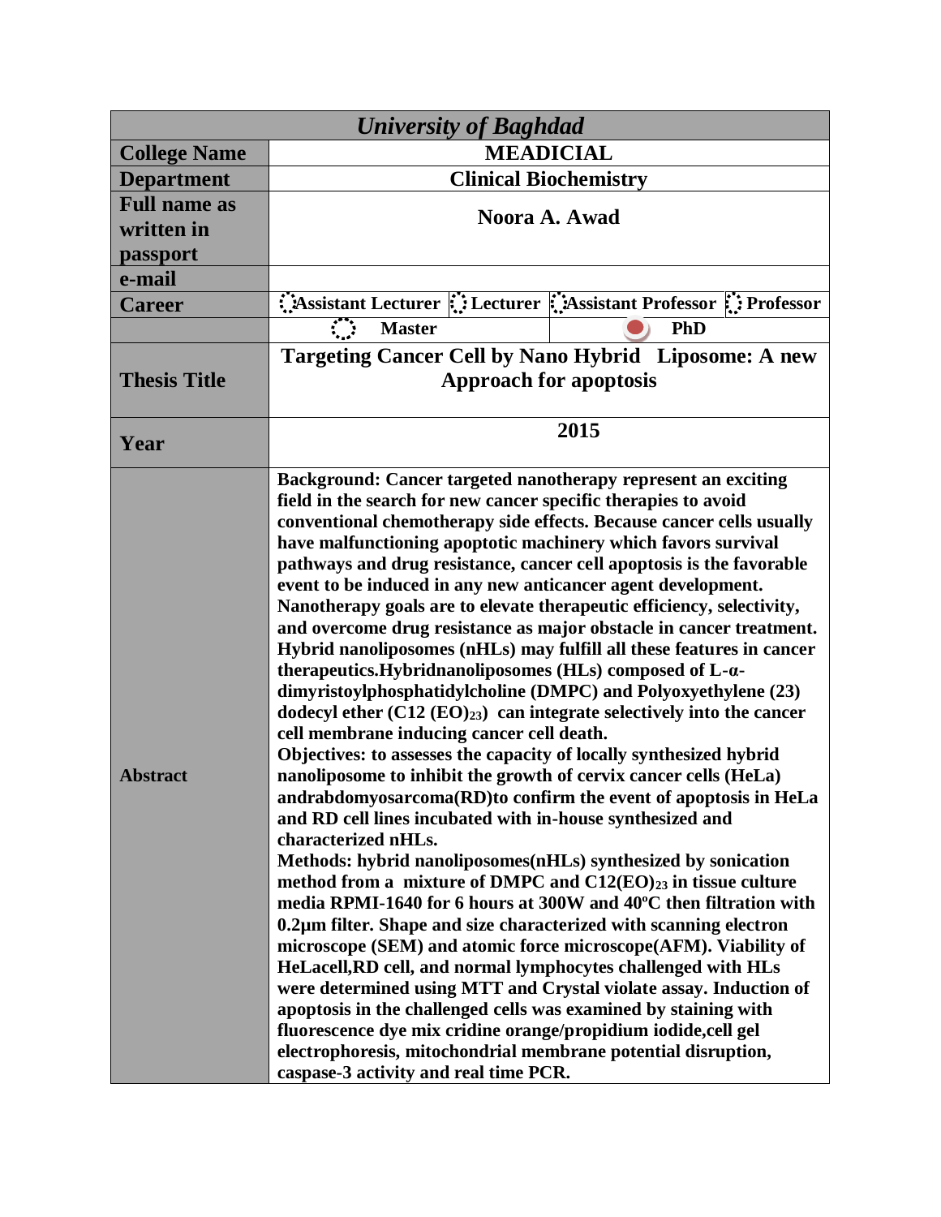| *University of Baghdad* | | | | |
|---|---|---|---|---|
| **College Name** | **MEADICIAL** | | | |
| **Department** | **Clinical Biochemistry** | | | |
| **Full name as written in passport** | **Noora A. Awad** | | | |
| **e-mail** | | | | |
| **Career** | **Assistant Lecturer** | **Lecturer** | **Assistant Professor** | **Professor** |
| | **Master** | | **PhD** (selected) | |
| **Thesis Title** | **Targeting Cancer Cell by Nano Hybrid Liposome: A new Approach for apoptosis** | | | |
| **Year** | **2015** | | | |
| **Abstract** | **Background: Cancer targeted nanotherapy represent an exciting field in the search for new cancer specific therapies to avoid conventional chemotherapy side effects. Because cancer cells usually have malfunctioning apoptotic machinery which favors survival pathways and drug resistance, cancer cell apoptosis is the favorable event to be induced in any new anticancer agent development. Nanotherapy goals are to elevate therapeutic efficiency, selectivity, and overcome drug resistance as major obstacle in cancer treatment. Hybrid nanoliposomes (nHLs) may fulfill all these features in cancer therapeutics.Hybridnanoliposomes (HLs) composed of L-α-dimyristoylphosphatidylcholine (DMPC) and Polyoxyethylene (23) dodecyl ether ($C12\ (EO)_{23}$) can integrate selectively into the cancer cell membrane inducing cancer cell death.**<br>**Objectives: to assesses the capacity of locally synthesized hybrid nanoliposome to inhibit the growth of cervix cancer cells (HeLa) andrabdomyosarcoma(RD)to confirm the event of apoptosis in HeLa and RD cell lines incubated with in-house synthesized and characterized nHLs.**<br>**Methods: hybrid nanoliposomes(nHLs) synthesized by sonication method from a mixture of DMPC and $C12(EO)_{23}$ in tissue culture media RPMI-1640 for 6 hours at 300W and 40ºC then filtration with 0.2µm filter. Shape and size characterized with scanning electron microscope (SEM) and atomic force microscope(AFM). Viability of HeLacell,RD cell, and normal lymphocytes challenged with HLs were determined using MTT and Crystal violate assay. Induction of apoptosis in the challenged cells was examined by staining with fluorescence dye mix cridine orange/propidium iodide,cell gel electrophoresis, mitochondrial membrane potential disruption, caspase-3 activity and real time PCR.** | | | |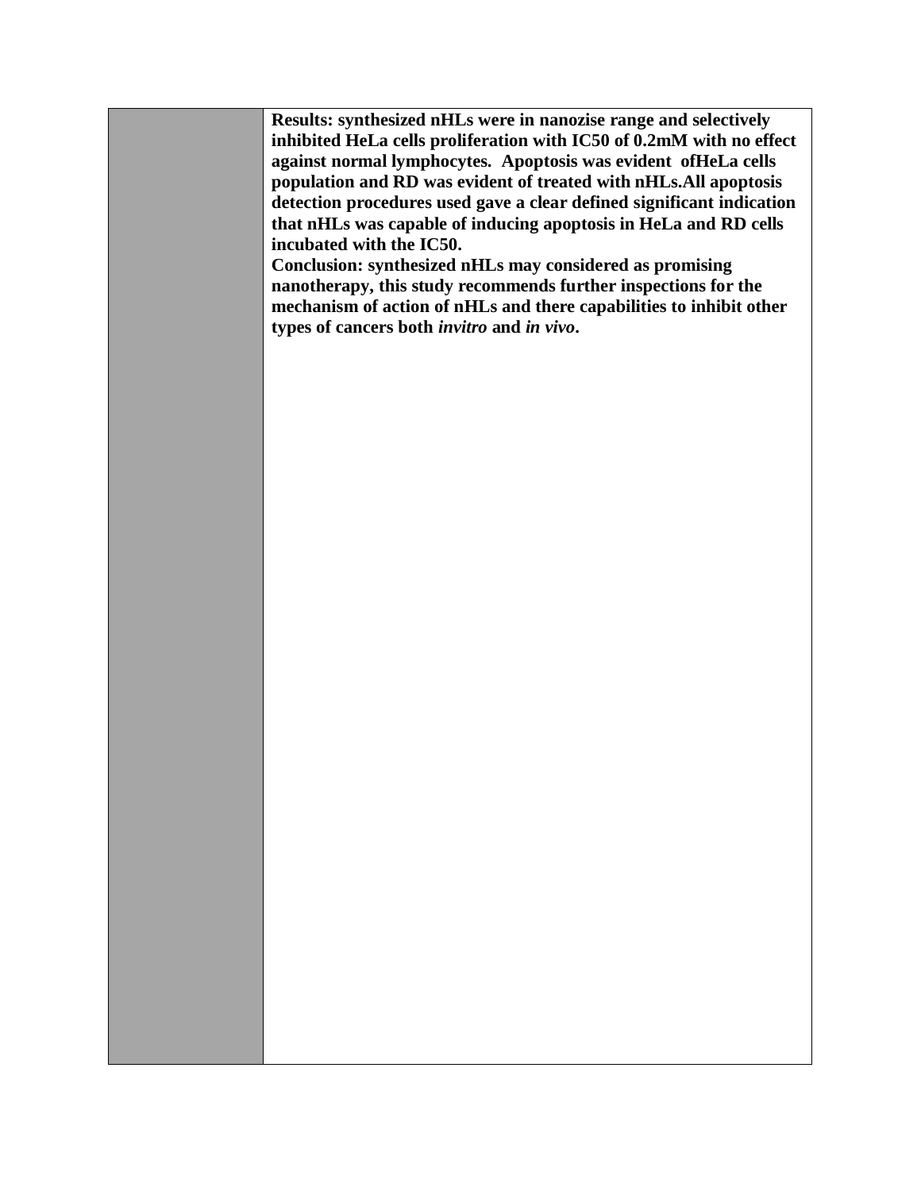**Results: synthesized nHLs were in nanozise range and selectively inhibited HeLa cells proliferation with IC50 of 0.2mM with no effect against normal lymphocytes. Apoptosis was evident ofHeLa cells population and RD was evident of treated with nHLs.All apoptosis detection procedures used gave a clear defined significant indication that nHLs was capable of inducing apoptosis in HeLa and RD cells incubated with the IC50.**

**Conclusion: synthesized nHLs may considered as promising nanotherapy, this study recommends further inspections for the mechanism of action of nHLs and there capabilities to inhibit other types of cancers both *invitro* and *in vivo*.**